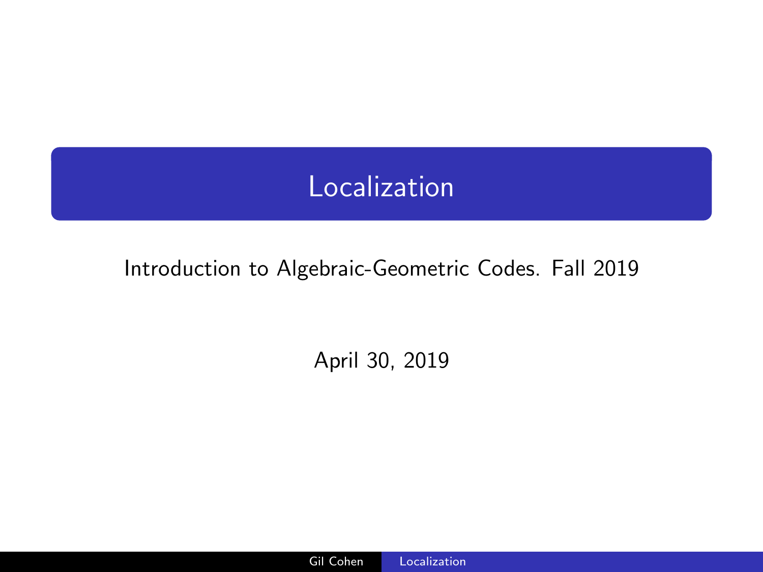# Localization

Introduction to Algebraic-Geometric Codes. Fall 2019

April 30, 2019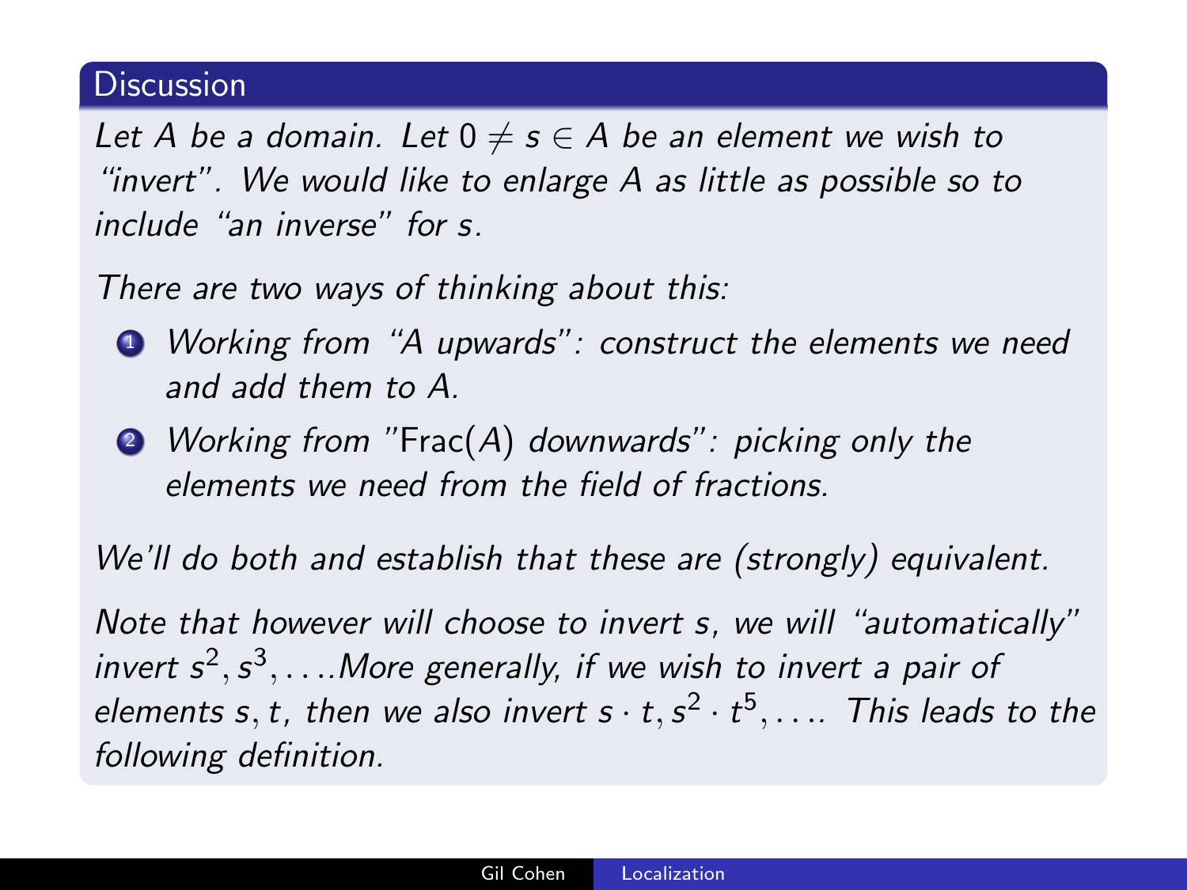## Discussion

*Let $A$ be a domain. Let $0 \neq s \in A$ be an element we wish to "invert". We would like to enlarge $A$ as little as possible so to include "an inverse" for $s$.*

*There are two ways of thinking about this:*

1. *Working from "$A$ upwards": construct the elements we need and add them to $A$.*
2. *Working from "$\mathrm{Frac}(A)$ downwards": picking only the elements we need from the field of fractions.*

*We'll do both and establish that these are (strongly) equivalent.*

*Note that however will choose to invert $s$, we will "automatically" invert $s^2, s^3, \ldots$. More generally, if we wish to invert a pair of elements $s, t$, then we also invert $s \cdot t, s^2 \cdot t^5, \ldots$. This leads to the following definition.*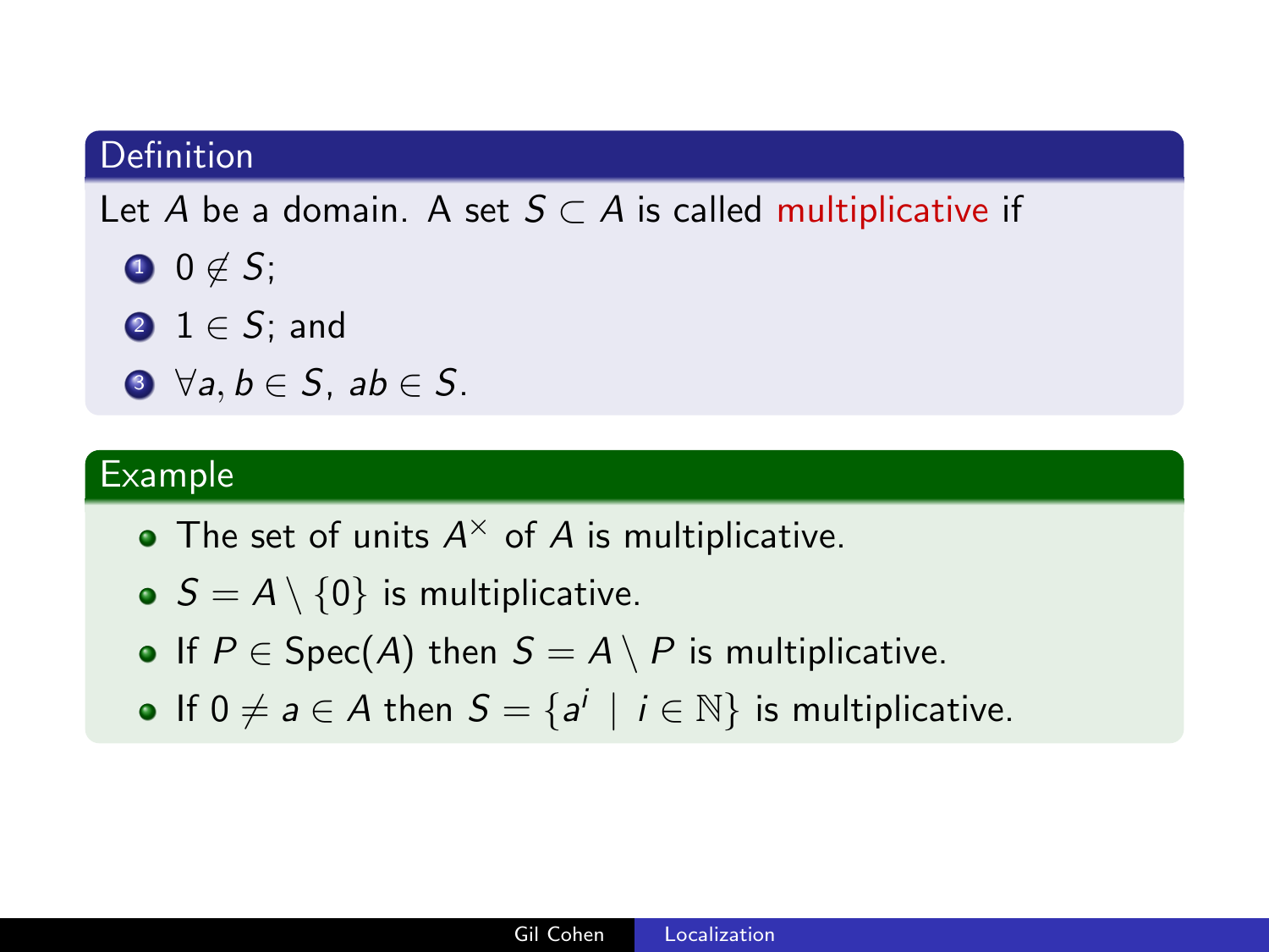### Definition

Let $A$ be a domain. A set $S \subset A$ is called multiplicative if

1. $0 \notin S$;
2. $1 \in S$; and
3. $\forall a, b \in S$, $ab \in S$.

### Example

- The set of units $A^\times$ of $A$ is multiplicative.
- $S = A \setminus \{0\}$ is multiplicative.
- If $P \in \text{Spec}(A)$ then $S = A \setminus P$ is multiplicative.
- If $0 \neq a \in A$ then $S = \{a^i \mid i \in \mathbb{N}\}$ is multiplicative.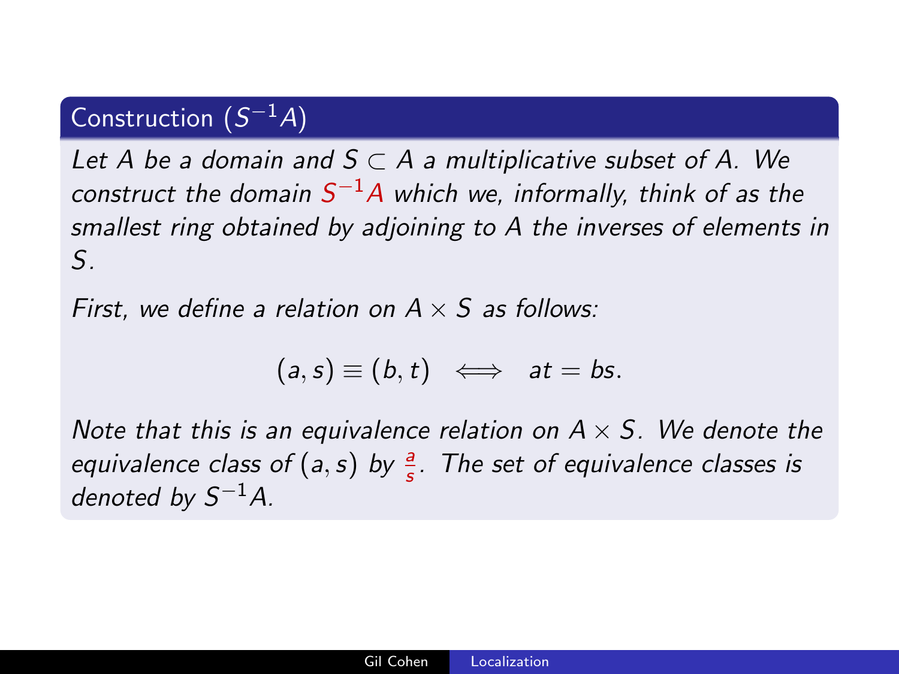**Construction ($S^{-1}A$)**

*Let $A$ be a domain and $S \subset A$ a multiplicative subset of $A$. We construct the domain $S^{-1}A$ which we, informally, think of as the smallest ring obtained by adjoining to $A$ the inverses of elements in $S$.*

*First, we define a relation on $A \times S$ as follows:*

$$(a, s) \equiv (b, t) \iff at = bs.$$

*Note that this is an equivalence relation on $A \times S$. We denote the equivalence class of $(a, s)$ by $\frac{a}{s}$. The set of equivalence classes is denoted by $S^{-1}A$.*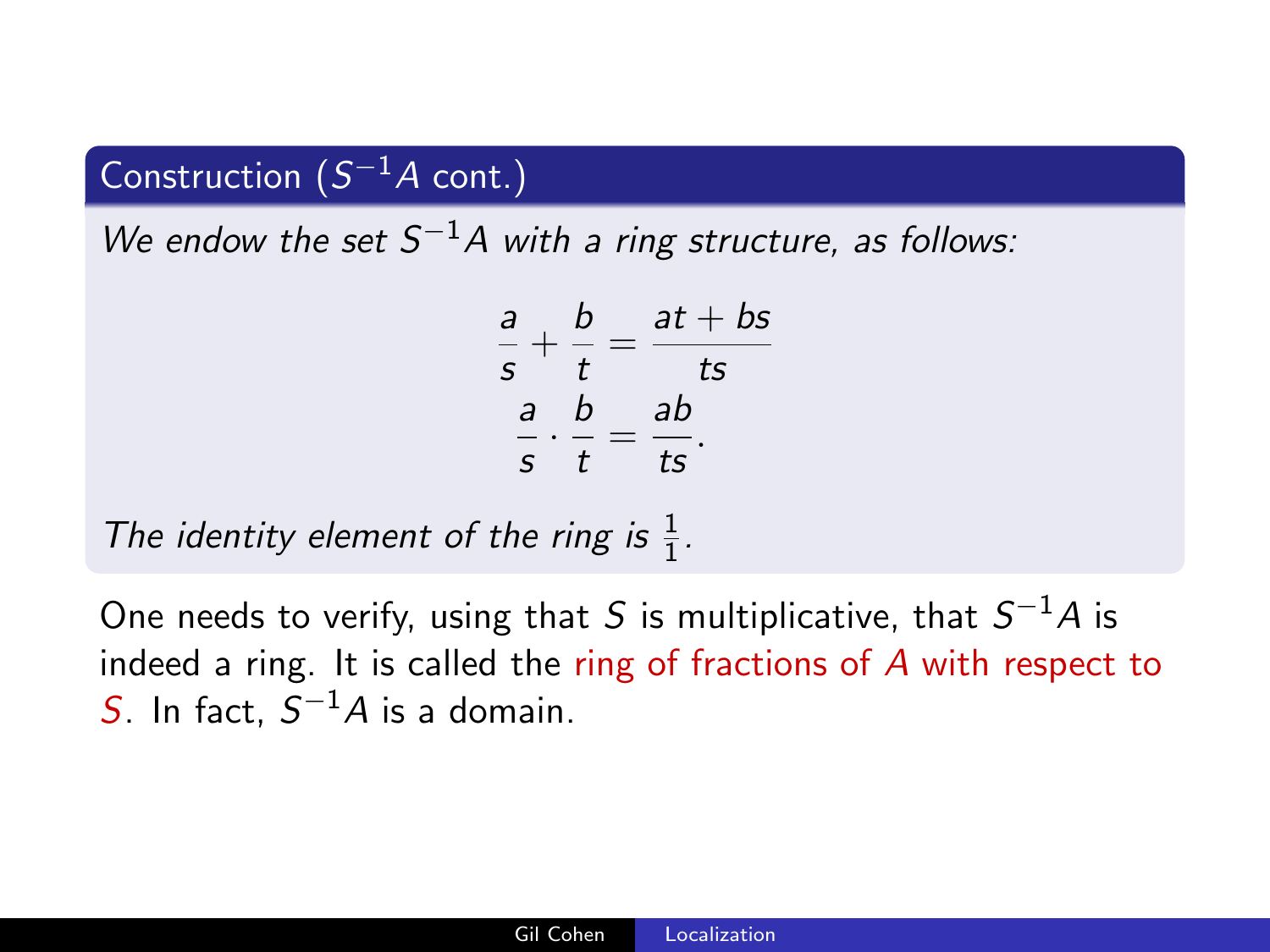**Construction ($S^{-1}A$ cont.)**

*We endow the set $S^{-1}A$ with a ring structure, as follows:*

$$\frac{a}{s} + \frac{b}{t} = \frac{at + bs}{ts}$$
$$\frac{a}{s} \cdot \frac{b}{t} = \frac{ab}{ts}.$$

*The identity element of the ring is $\frac{1}{1}$.*

One needs to verify, using that $S$ is multiplicative, that $S^{-1}A$ is indeed a ring. It is called the ring of fractions of $A$ with respect to $S$. In fact, $S^{-1}A$ is a domain.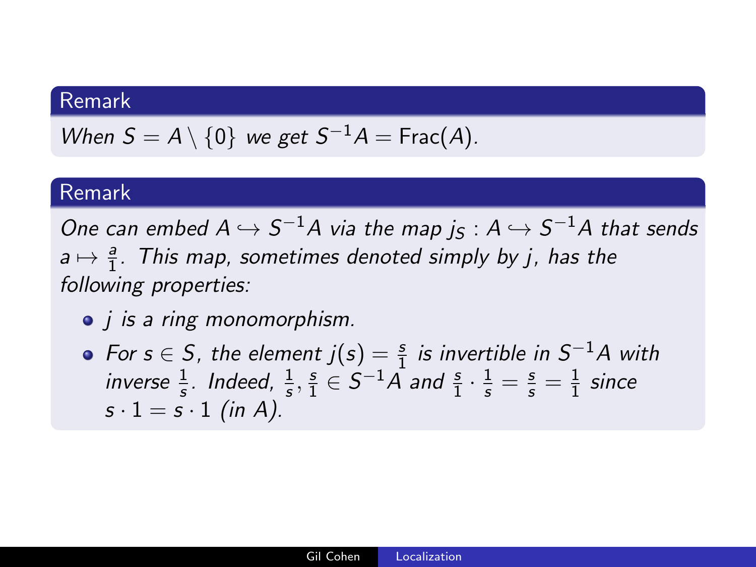**Remark**

*When* $S = A \setminus \{0\}$ *we get* $S^{-1}A = \text{Frac}(A)$.

**Remark**

*One can embed* $A \hookrightarrow S^{-1}A$ *via the map* $j_S : A \hookrightarrow S^{-1}A$ *that sends* $a \mapsto \frac{a}{1}$. *This map, sometimes denoted simply by* $j$, *has the following properties:*

- $j$ *is a ring monomorphism.*
- *For* $s \in S$, *the element* $j(s) = \frac{s}{1}$ *is invertible in* $S^{-1}A$ *with inverse* $\frac{1}{s}$. *Indeed,* $\frac{1}{s}, \frac{s}{1} \in S^{-1}A$ *and* $\frac{s}{1} \cdot \frac{1}{s} = \frac{s}{s} = \frac{1}{1}$ *since* $s \cdot 1 = s \cdot 1$ *(in* $A$*).*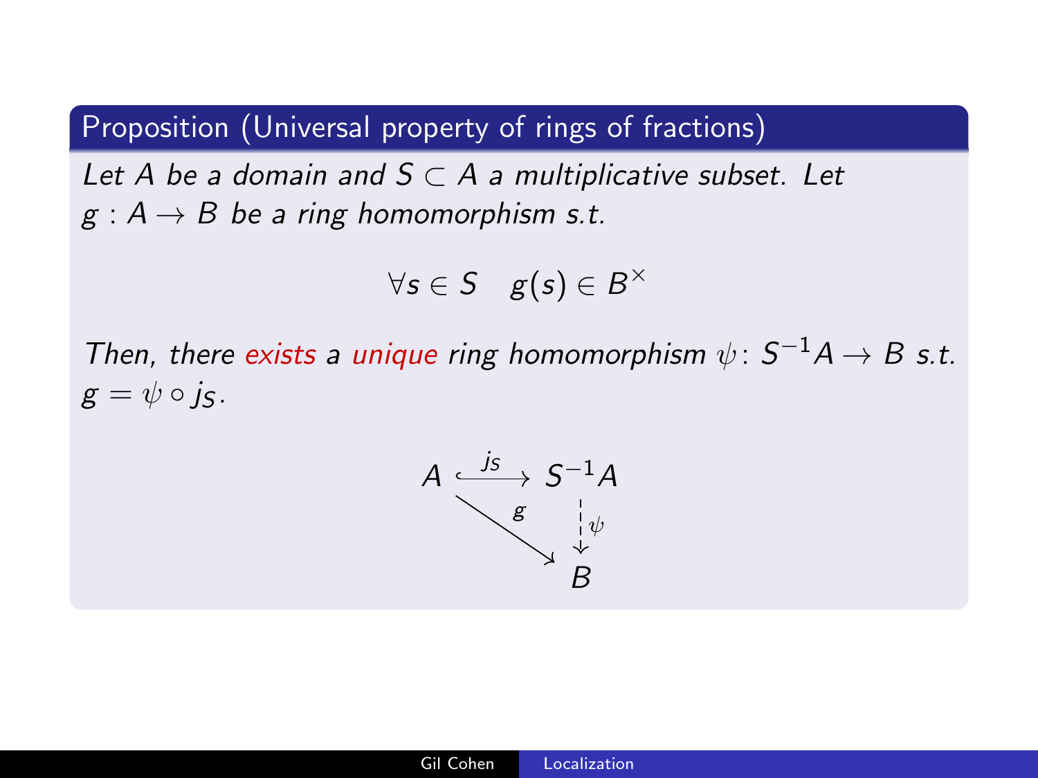**Proposition (Universal property of rings of fractions)**

*Let $A$ be a domain and $S \subset A$ a multiplicative subset. Let $g : A \to B$ be a ring homomorphism s.t.*

$$\forall s \in S \quad g(s) \in B^{\times}$$

*Then, there exists a unique ring homomorphism $\psi \colon S^{-1}A \to B$ s.t. $g = \psi \circ j_S$.*

$$\begin{array}{ccc} A & \xrightarrow{j_S} & S^{-1}A \\ & \searrow^{g} & \downarrow{\scriptstyle \psi} \\ & & B \end{array}$$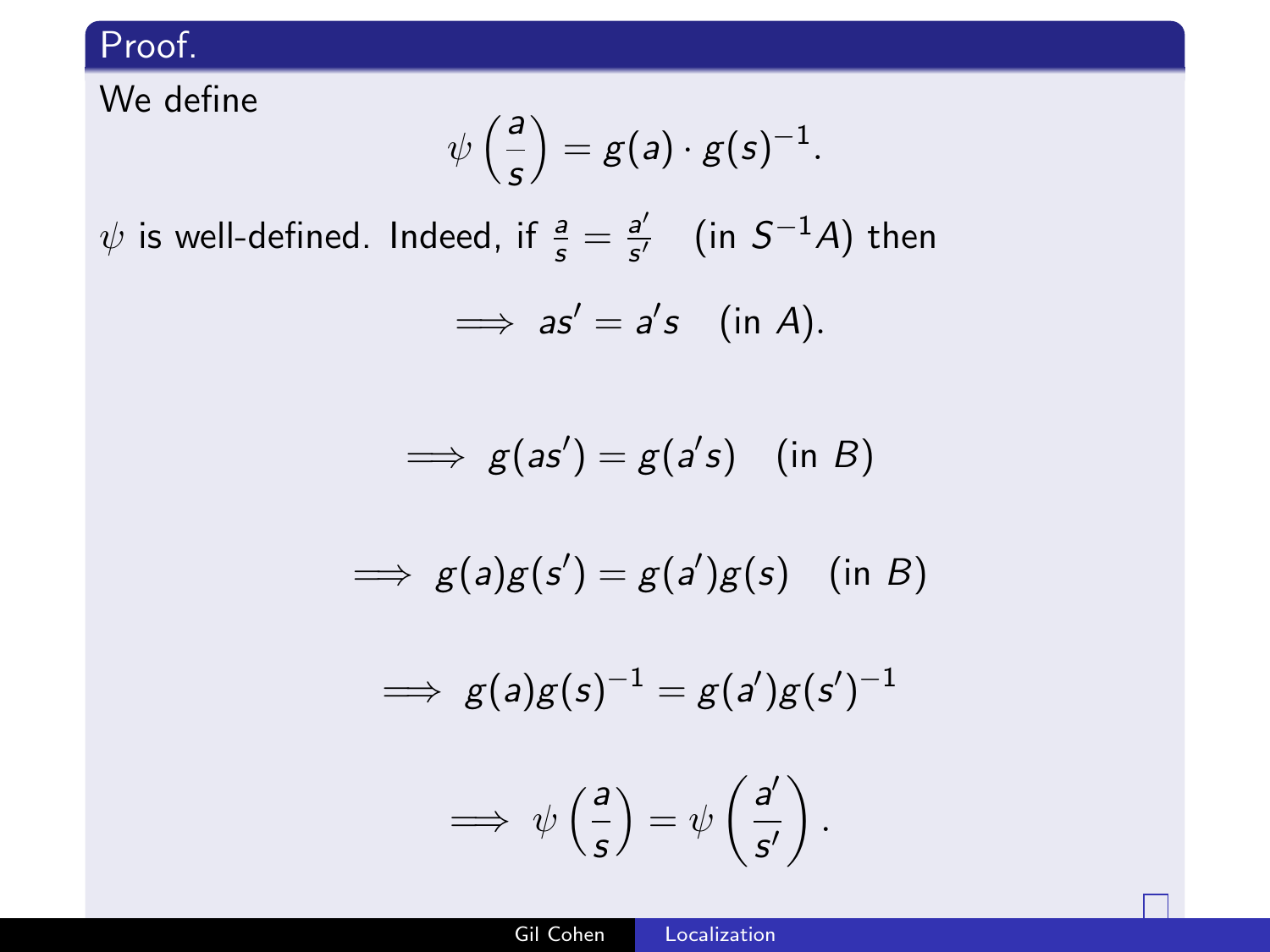**Proof.**

We define

$$\psi\left(\frac{a}{s}\right) = g(a) \cdot g(s)^{-1}.$$

$\psi$ is well-defined. Indeed, if $\frac{a}{s} = \frac{a'}{s'}$ (in $S^{-1}A$) then

$$\implies as' = a's \quad \text{(in } A\text{)}.$$

$$\implies g(as') = g(a's) \quad \text{(in } B\text{)}$$

$$\implies g(a)g(s') = g(a')g(s) \quad \text{(in } B\text{)}$$

$$\implies g(a)g(s)^{-1} = g(a')g(s')^{-1}$$

$$\implies \psi\left(\frac{a}{s}\right) = \psi\left(\frac{a'}{s'}\right).$$

□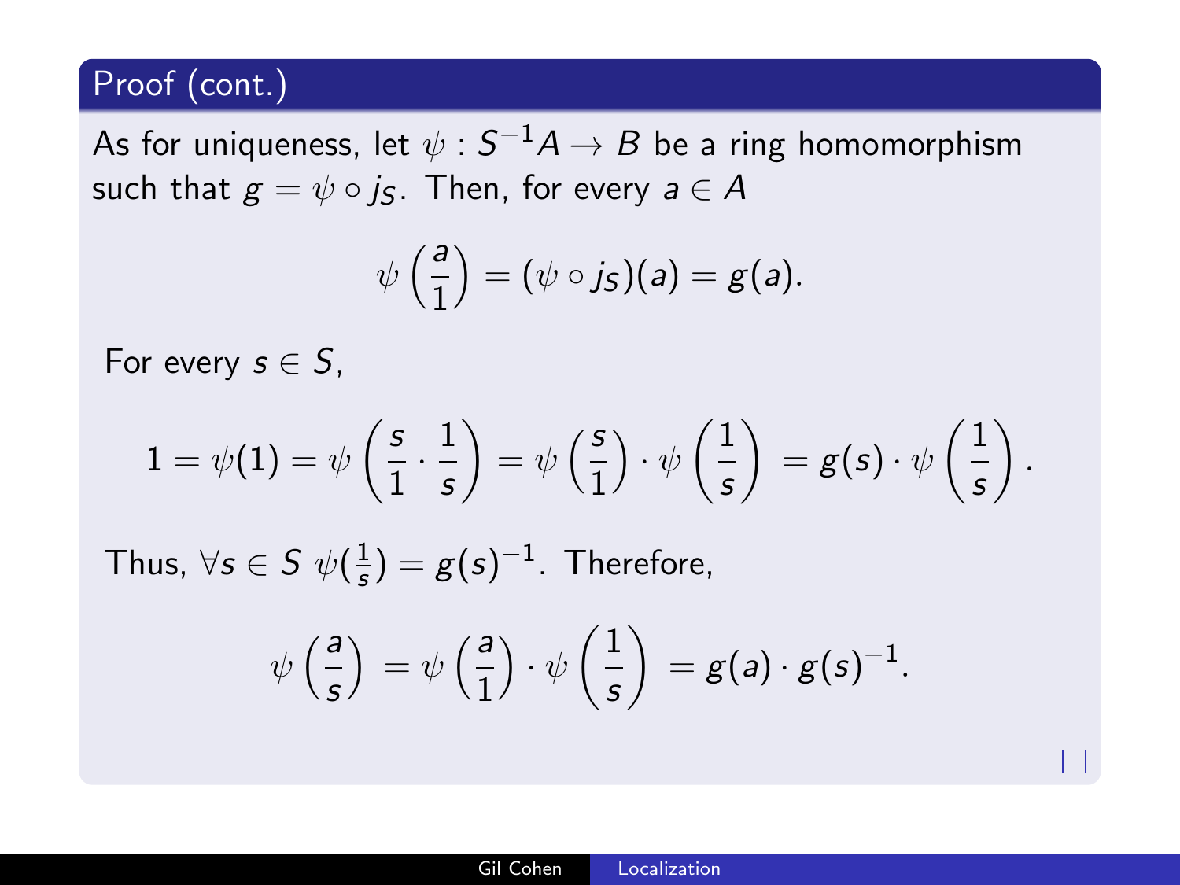## Proof (cont.)

As for uniqueness, let $\psi : S^{-1}A \to B$ be a ring homomorphism such that $g = \psi \circ j_S$. Then, for every $a \in A$

$$\psi\left(\frac{a}{1}\right) = (\psi \circ j_S)(a) = g(a).$$

For every $s \in S$,

$$1 = \psi(1) = \psi\left(\frac{s}{1} \cdot \frac{1}{s}\right) = \psi\left(\frac{s}{1}\right) \cdot \psi\left(\frac{1}{s}\right) = g(s) \cdot \psi\left(\frac{1}{s}\right).$$

Thus, $\forall s \in S \ \psi(\frac{1}{s}) = g(s)^{-1}$. Therefore,

$$\psi\left(\frac{a}{s}\right) = \psi\left(\frac{a}{1}\right) \cdot \psi\left(\frac{1}{s}\right) = g(a) \cdot g(s)^{-1}.$$

□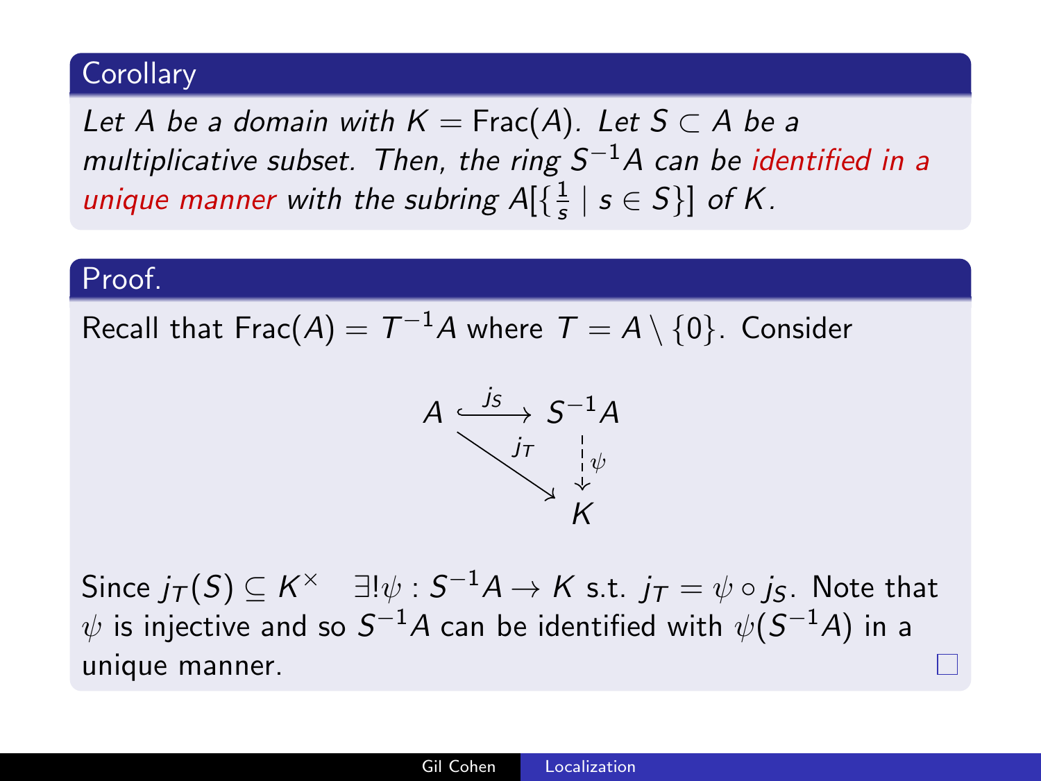**Corollary**

*Let $A$ be a domain with $K = \mathrm{Frac}(A)$. Let $S \subset A$ be a multiplicative subset. Then, the ring $S^{-1}A$ can be identified in a unique manner with the subring $A[\{\frac{1}{s} \mid s \in S\}]$ of $K$.*

**Proof.**

Recall that $\mathrm{Frac}(A) = T^{-1}A$ where $T = A \setminus \{0\}$. Consider

$$\begin{array}{ccc} A & \xrightarrow{j_S} & S^{-1}A \\ & \searrow^{j_T} & \downarrow \psi \\ & & K \end{array}$$

Since $j_T(S) \subseteq K^\times$ $\quad \exists! \psi : S^{-1}A \to K$ s.t. $j_T = \psi \circ j_S$. Note that $\psi$ is injective and so $S^{-1}A$ can be identified with $\psi(S^{-1}A)$ in a unique manner. □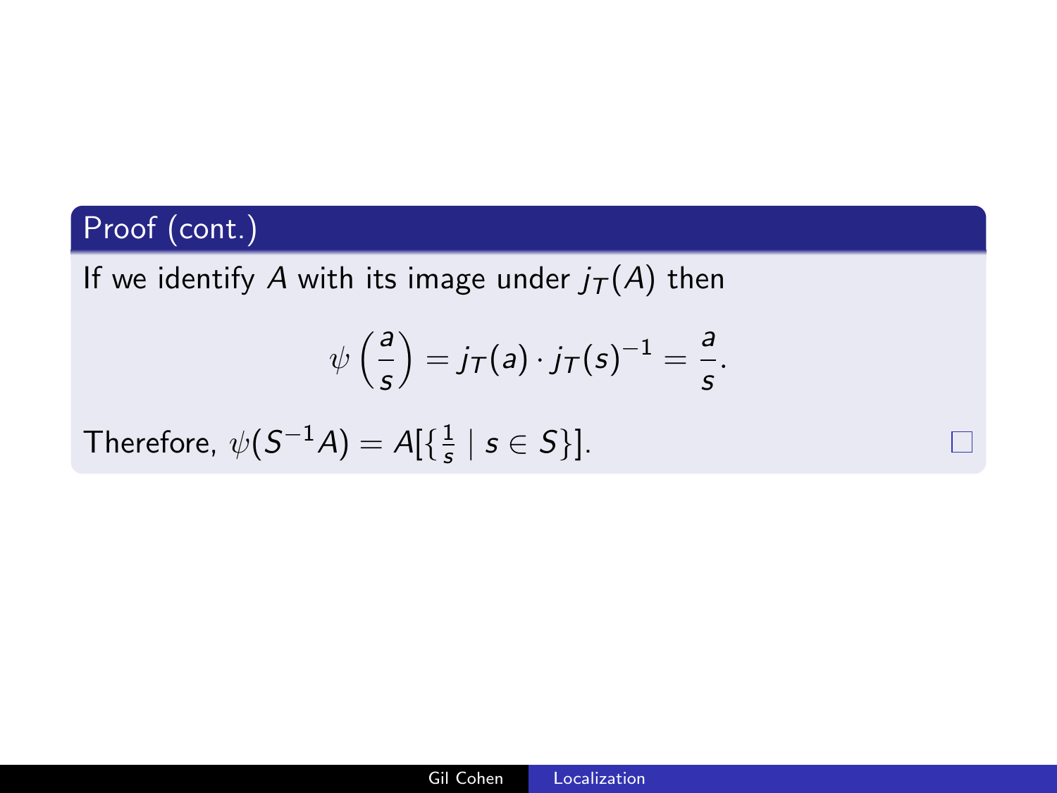**Proof (cont.)**

If we identify $A$ with its image under $j_T(A)$ then

$$\psi\left(\frac{a}{s}\right) = j_T(a) \cdot j_T(s)^{-1} = \frac{a}{s}.$$

Therefore, $\psi(S^{-1}A) = A[\{\frac{1}{s} \mid s \in S\}]$. □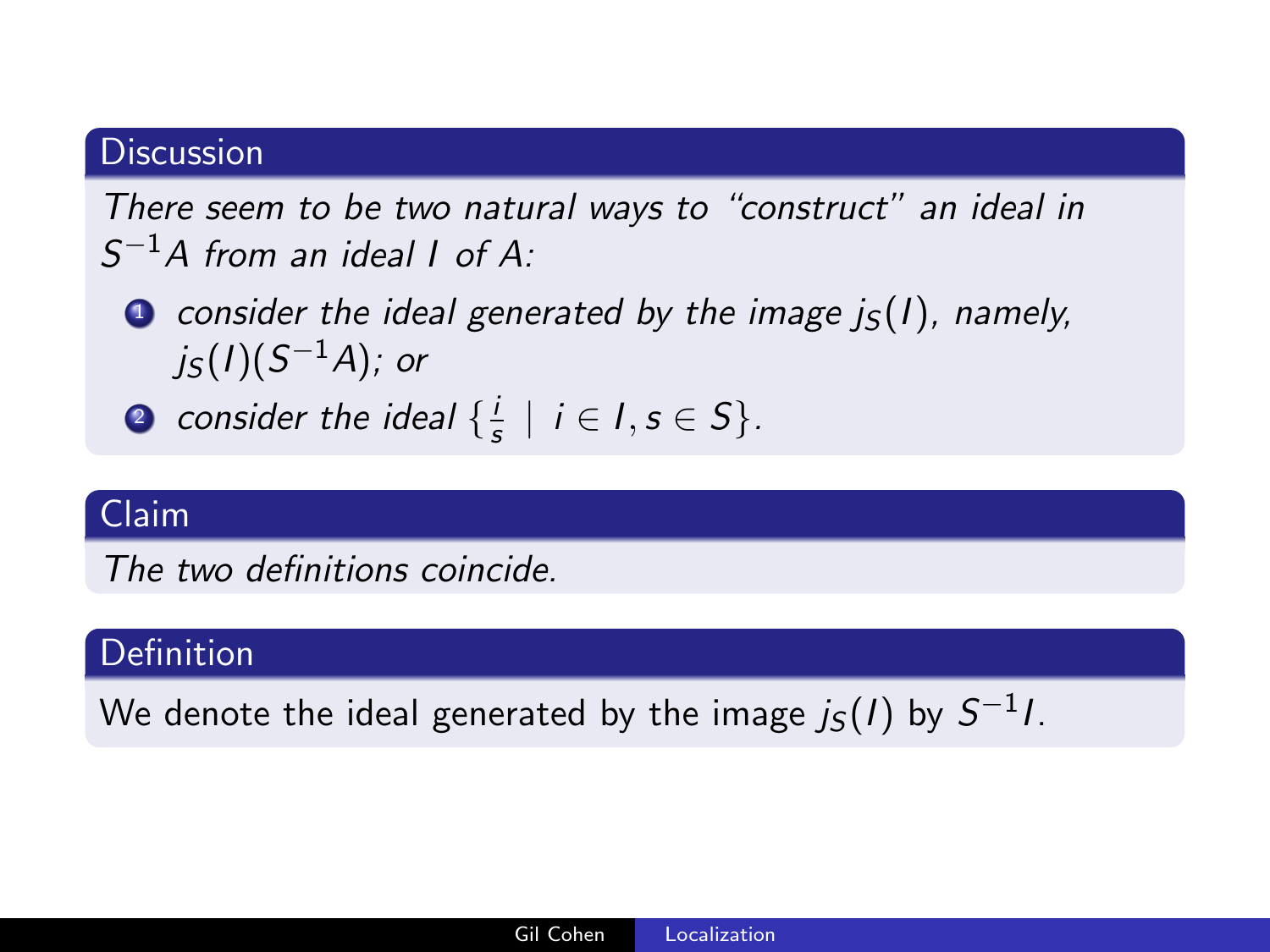**Discussion**

*There seem to be two natural ways to "construct" an ideal in $S^{-1}A$ from an ideal $I$ of $A$:*

1. *consider the ideal generated by the image $j_S(I)$, namely, $j_S(I)(S^{-1}A)$; or*
2. *consider the ideal $\{\frac{i}{s} \mid i \in I, s \in S\}$.*

**Claim**

*The two definitions coincide.*

**Definition**

We denote the ideal generated by the image $j_S(I)$ by $S^{-1}I$.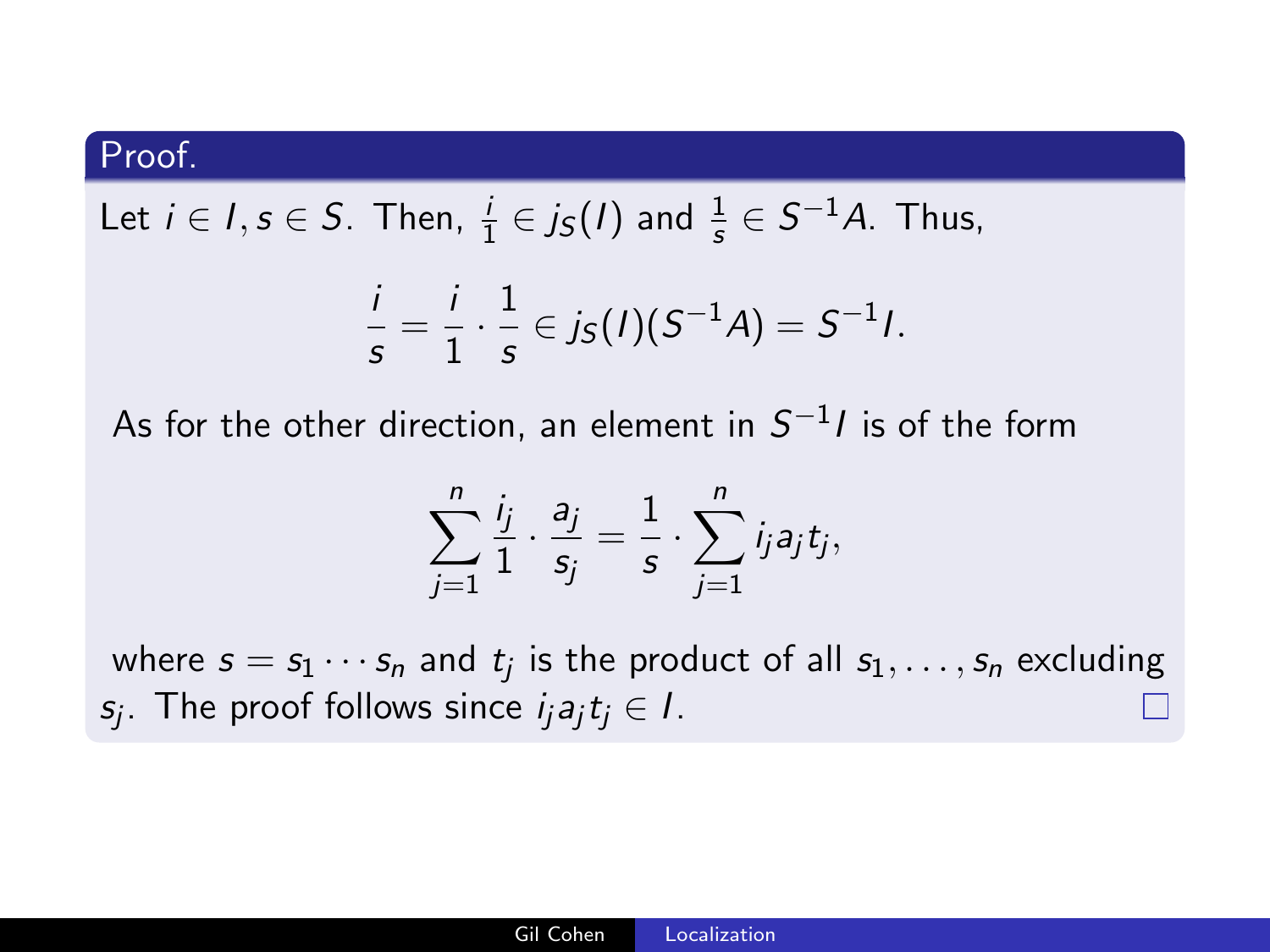**Proof.**

Let $i \in I, s \in S$. Then, $\frac{i}{1} \in j_S(I)$ and $\frac{1}{s} \in S^{-1}A$. Thus,

$$\frac{i}{s} = \frac{i}{1} \cdot \frac{1}{s} \in j_S(I)(S^{-1}A) = S^{-1}I.$$

As for the other direction, an element in $S^{-1}I$ is of the form

$$\sum_{j=1}^{n} \frac{i_j}{1} \cdot \frac{a_j}{s_j} = \frac{1}{s} \cdot \sum_{j=1}^{n} i_j a_j t_j,$$

where $s = s_1 \cdots s_n$ and $t_j$ is the product of all $s_1, \ldots, s_n$ excluding $s_j$. The proof follows since $i_j a_j t_j \in I$. □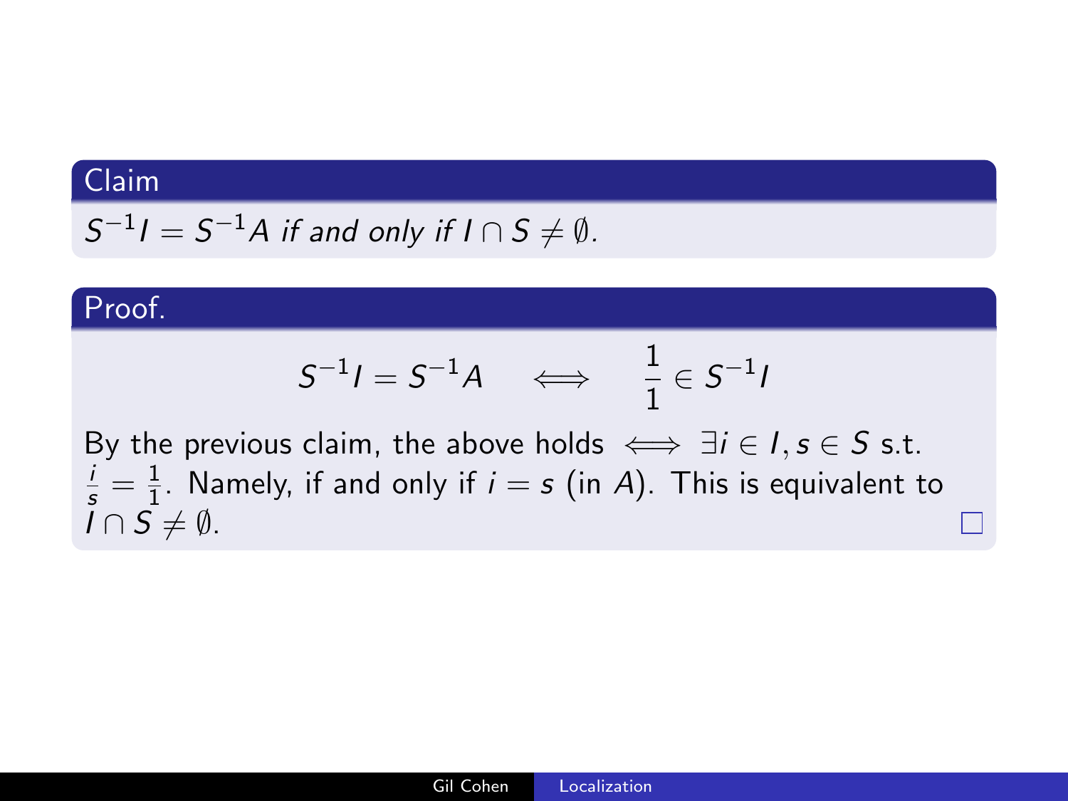**Claim**

*$S^{-1}I = S^{-1}A$ if and only if $I \cap S \neq \emptyset$.*

**Proof.**

$$S^{-1}I = S^{-1}A \quad \iff \quad \frac{1}{1} \in S^{-1}I$$

By the previous claim, the above holds $\iff \exists i \in I, s \in S$ s.t. $\frac{i}{s} = \frac{1}{1}$. Namely, if and only if $i = s$ (in $A$). This is equivalent to $I \cap S \neq \emptyset$. □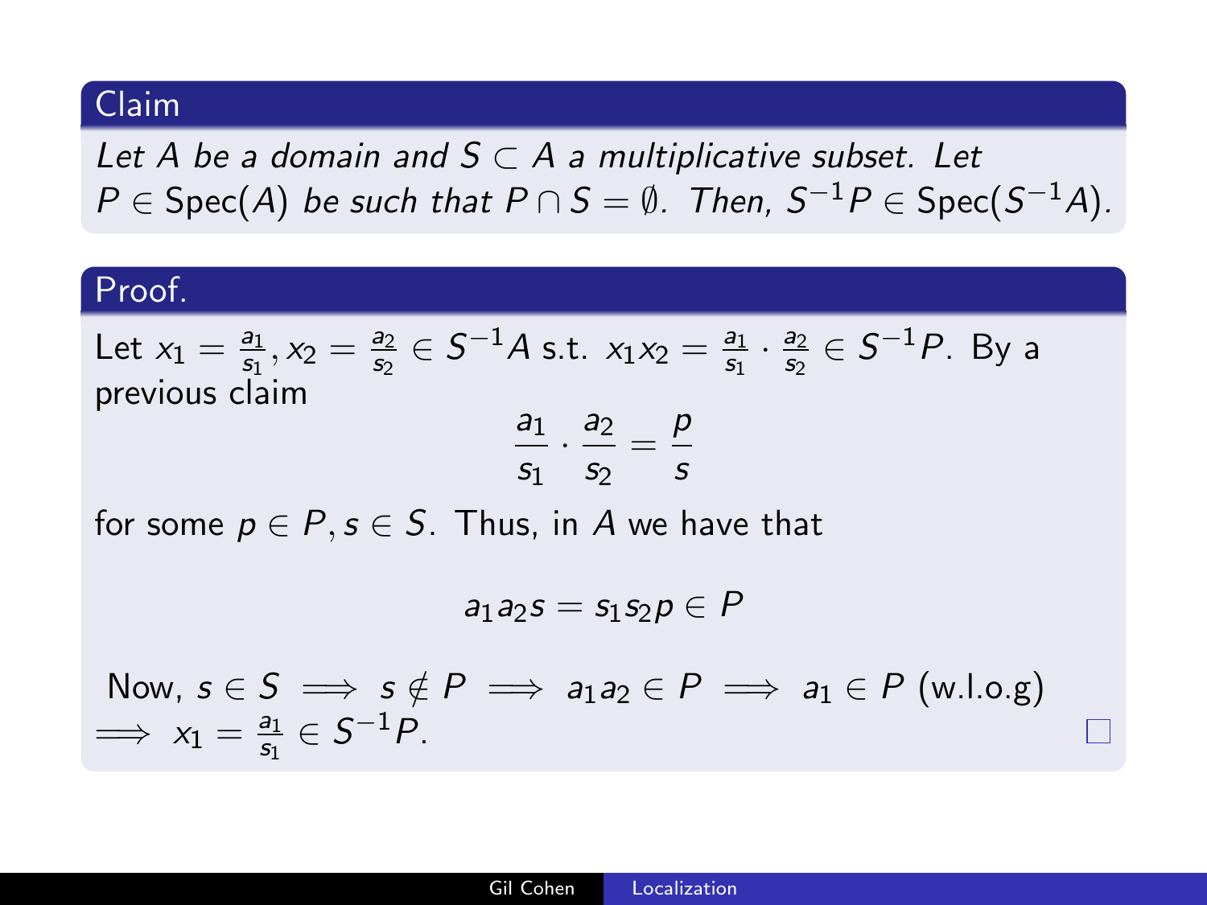**Claim**

*Let $A$ be a domain and $S \subset A$ a multiplicative subset. Let $P \in \text{Spec}(A)$ be such that $P \cap S = \emptyset$. Then, $S^{-1}P \in \text{Spec}(S^{-1}A)$.*

**Proof.**

Let $x_1 = \frac{a_1}{s_1}, x_2 = \frac{a_2}{s_2} \in S^{-1}A$ s.t. $x_1 x_2 = \frac{a_1}{s_1} \cdot \frac{a_2}{s_2} \in S^{-1}P$. By a previous claim

$$\frac{a_1}{s_1} \cdot \frac{a_2}{s_2} = \frac{p}{s}$$

for some $p \in P, s \in S$. Thus, in $A$ we have that

$$a_1 a_2 s = s_1 s_2 p \in P$$

Now, $s \in S \implies s \notin P \implies a_1 a_2 \in P \implies a_1 \in P$ (w.l.o.g) $\implies x_1 = \frac{a_1}{s_1} \in S^{-1}P$. □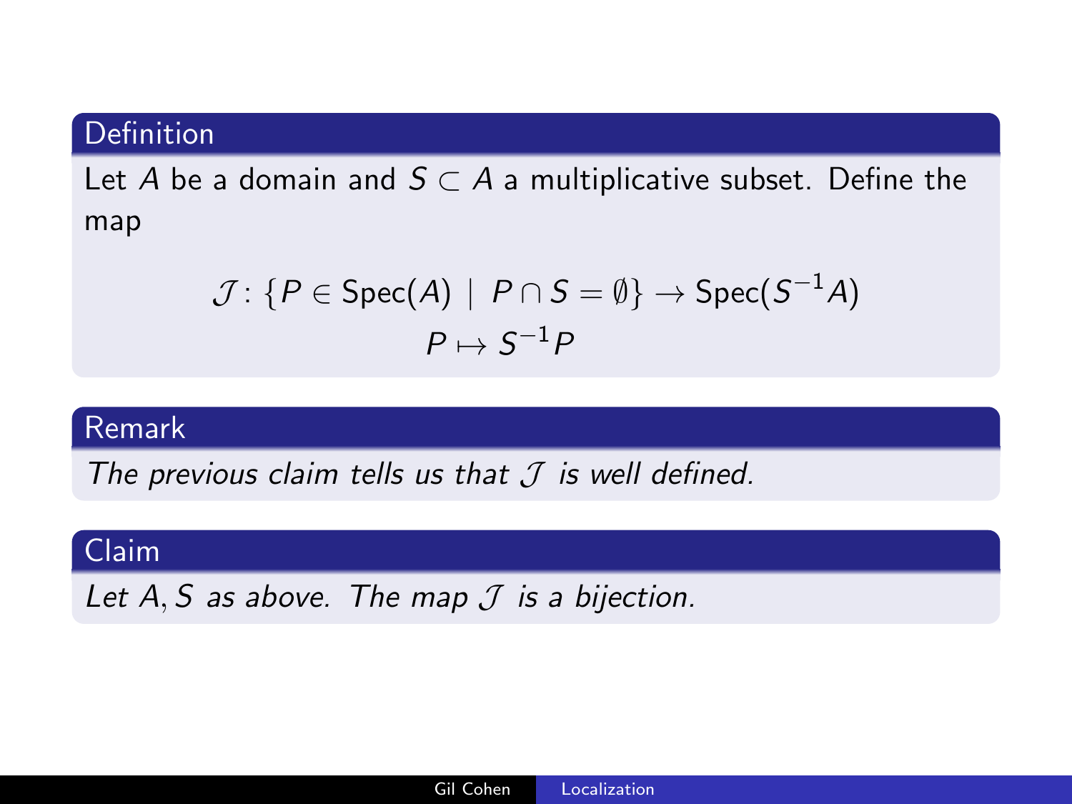**Definition**

Let $A$ be a domain and $S \subset A$ a multiplicative subset. Define the map

$$\mathcal{J} \colon \{P \in \mathrm{Spec}(A) \mid P \cap S = \emptyset\} \to \mathrm{Spec}(S^{-1}A)$$
$$P \mapsto S^{-1}P$$

**Remark**

*The previous claim tells us that $\mathcal{J}$ is well defined.*

**Claim**

*Let $A, S$ as above. The map $\mathcal{J}$ is a bijection.*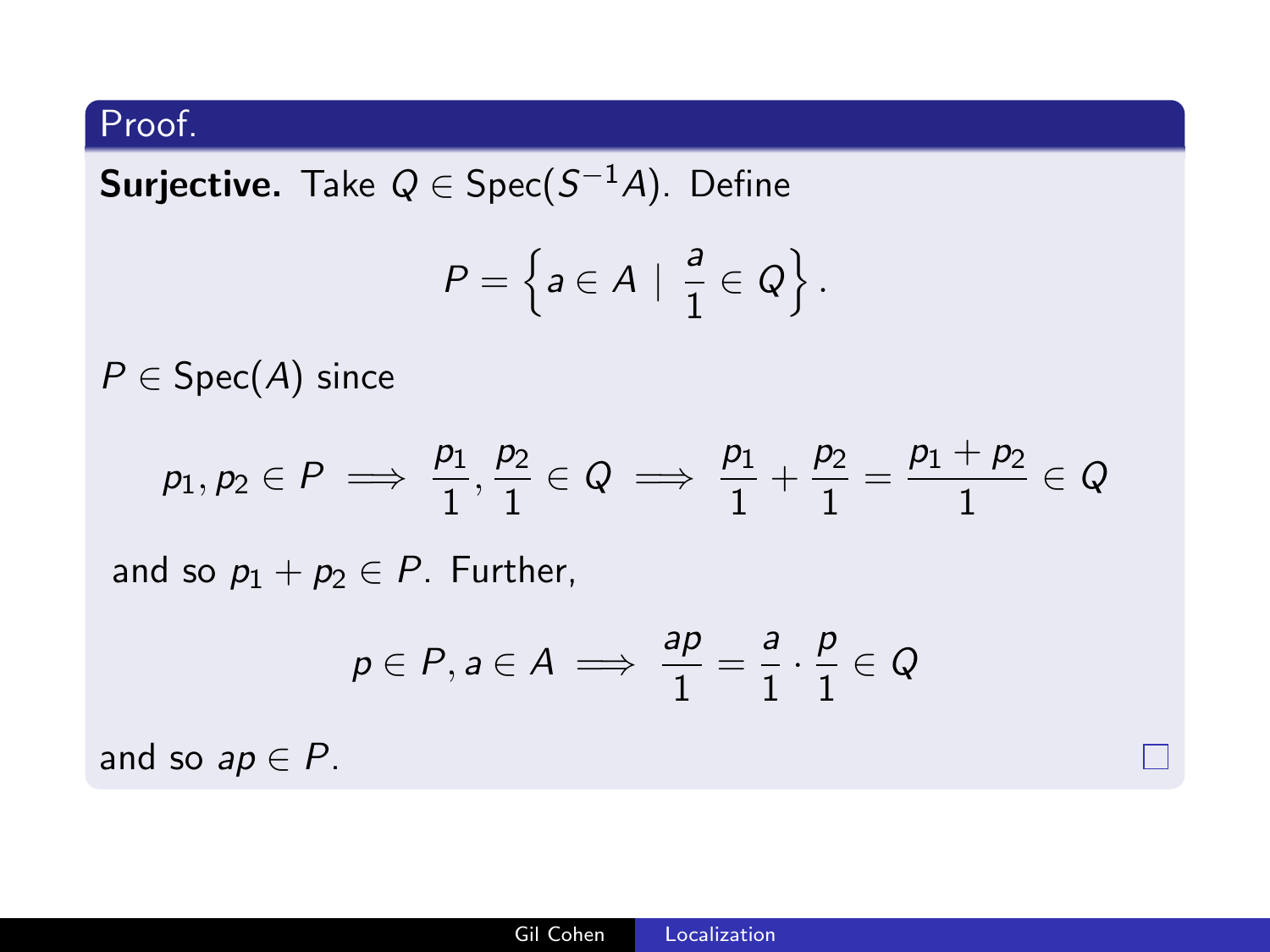Proof.

**Surjective.** Take $Q \in \text{Spec}(S^{-1}A)$. Define

$$P = \left\{ a \in A \mid \frac{a}{1} \in Q \right\}.$$

$P \in \text{Spec}(A)$ since

$$p_1, p_2 \in P \implies \frac{p_1}{1}, \frac{p_2}{1} \in Q \implies \frac{p_1}{1} + \frac{p_2}{1} = \frac{p_1 + p_2}{1} \in Q$$

and so $p_1 + p_2 \in P$. Further,

$$p \in P, a \in A \implies \frac{ap}{1} = \frac{a}{1} \cdot \frac{p}{1} \in Q$$

and so $ap \in P$. □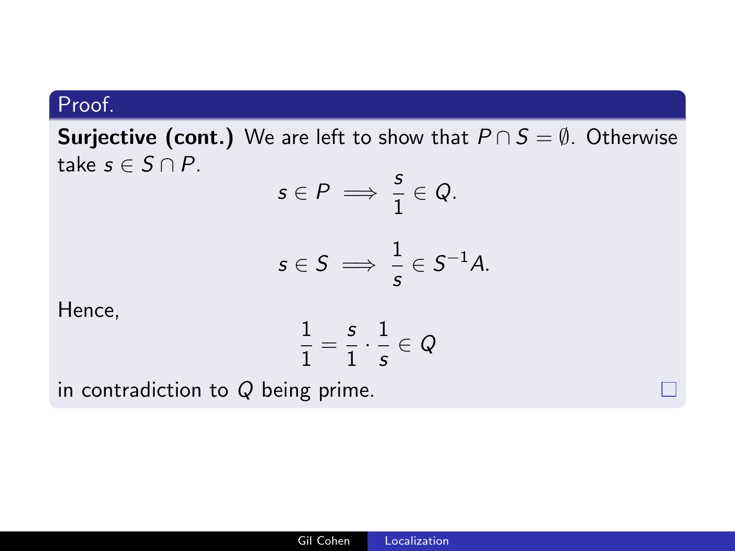**Proof.**

**Surjective (cont.)** We are left to show that $P \cap S = \emptyset$. Otherwise take $s \in S \cap P$.

$$s \in P \implies \frac{s}{1} \in Q.$$

$$s \in S \implies \frac{1}{s} \in S^{-1}A.$$

Hence,

$$\frac{1}{1} = \frac{s}{1} \cdot \frac{1}{s} \in Q$$

in contradiction to $Q$ being prime. □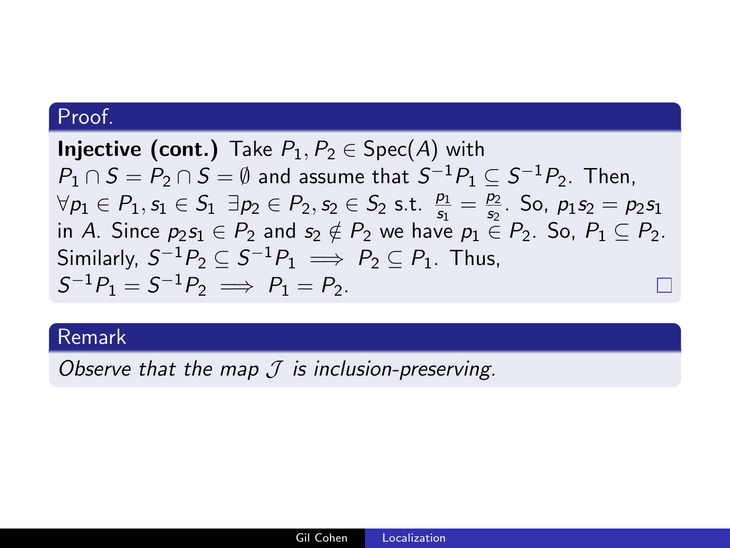**Proof.**

**Injective (cont.)** Take $P_1, P_2 \in \text{Spec}(A)$ with $P_1 \cap S = P_2 \cap S = \emptyset$ and assume that $S^{-1}P_1 \subseteq S^{-1}P_2$. Then, $\forall p_1 \in P_1, s_1 \in S_1 \; \exists p_2 \in P_2, s_2 \in S_2$ s.t. $\frac{p_1}{s_1} = \frac{p_2}{s_2}$. So, $p_1 s_2 = p_2 s_1$ in $A$. Since $p_2 s_1 \in P_2$ and $s_2 \notin P_2$ we have $p_1 \in P_2$. So, $P_1 \subseteq P_2$. Similarly, $S^{-1}P_2 \subseteq S^{-1}P_1 \implies P_2 \subseteq P_1$. Thus, $S^{-1}P_1 = S^{-1}P_2 \implies P_1 = P_2$. □

**Remark**

*Observe that the map $\mathcal{J}$ is inclusion-preserving.*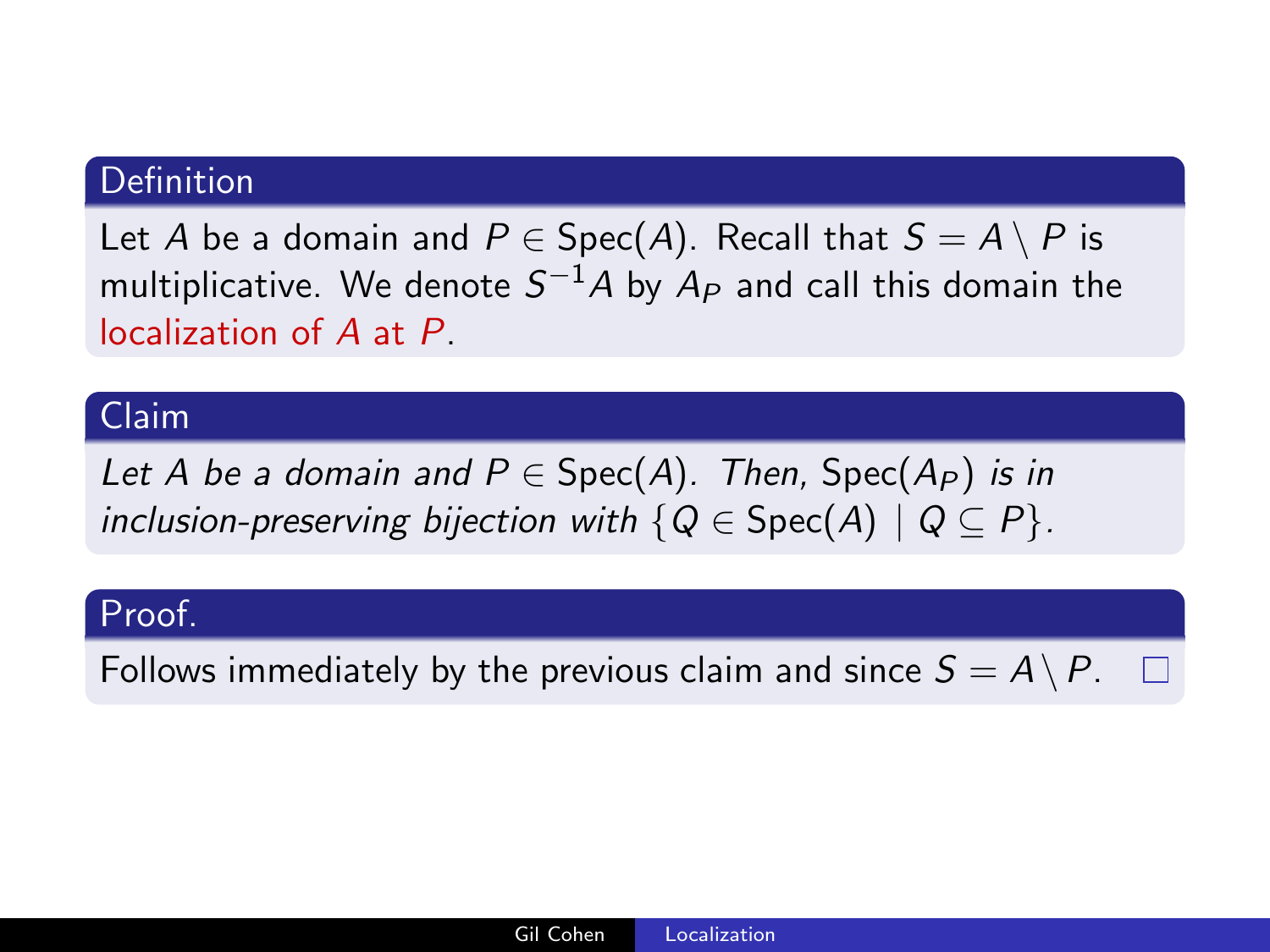### Definition

Let $A$ be a domain and $P \in \text{Spec}(A)$. Recall that $S = A \setminus P$ is multiplicative. We denote $S^{-1}A$ by $A_P$ and call this domain the localization of $A$ at $P$.

### Claim

*Let $A$ be a domain and $P \in \text{Spec}(A)$. Then, $\text{Spec}(A_P)$ is in inclusion-preserving bijection with $\{Q \in \text{Spec}(A) \mid Q \subseteq P\}$.*

### Proof.

Follows immediately by the previous claim and since $S = A \setminus P$. □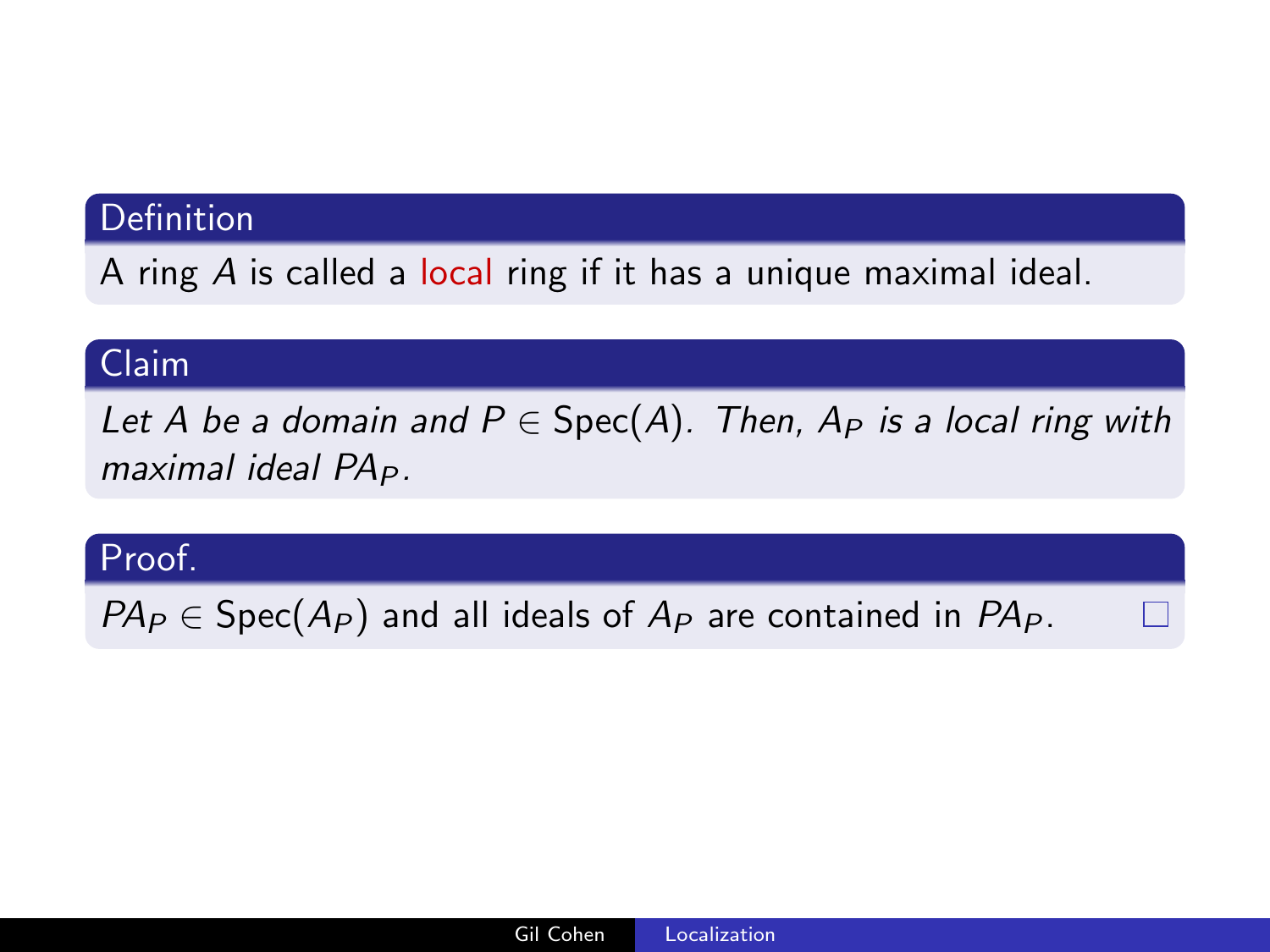**Definition**

A ring $A$ is called a local ring if it has a unique maximal ideal.

**Claim**

*Let $A$ be a domain and $P \in \mathrm{Spec}(A)$. Then, $A_P$ is a local ring with maximal ideal $PA_P$.*

**Proof.**

$PA_P \in \mathrm{Spec}(A_P)$ and all ideals of $A_P$ are contained in $PA_P$. □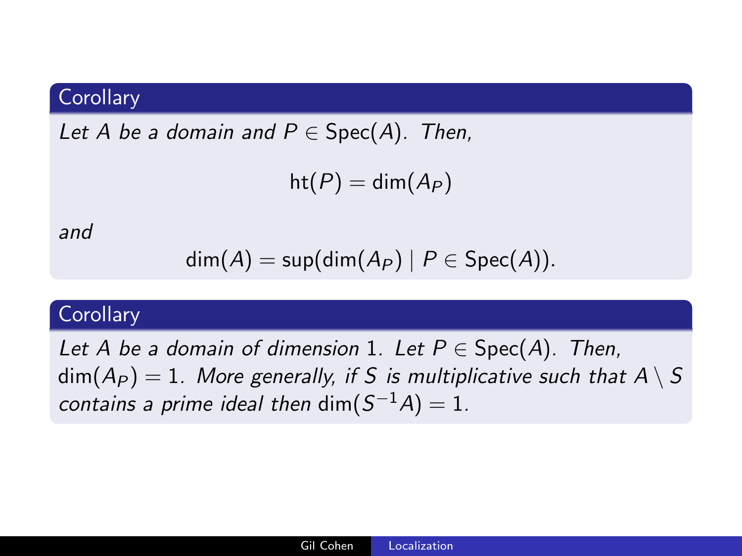**Corollary**

*Let $A$ be a domain and $P \in \mathrm{Spec}(A)$. Then,*

$$\mathrm{ht}(P) = \dim(A_P)$$

*and*

$$\dim(A) = \sup(\dim(A_P) \mid P \in \mathrm{Spec}(A)).$$

**Corollary**

*Let $A$ be a domain of dimension 1. Let $P \in \mathrm{Spec}(A)$. Then, $\dim(A_P) = 1$. More generally, if $S$ is multiplicative such that $A \setminus S$ contains a prime ideal then $\dim(S^{-1}A) = 1$.*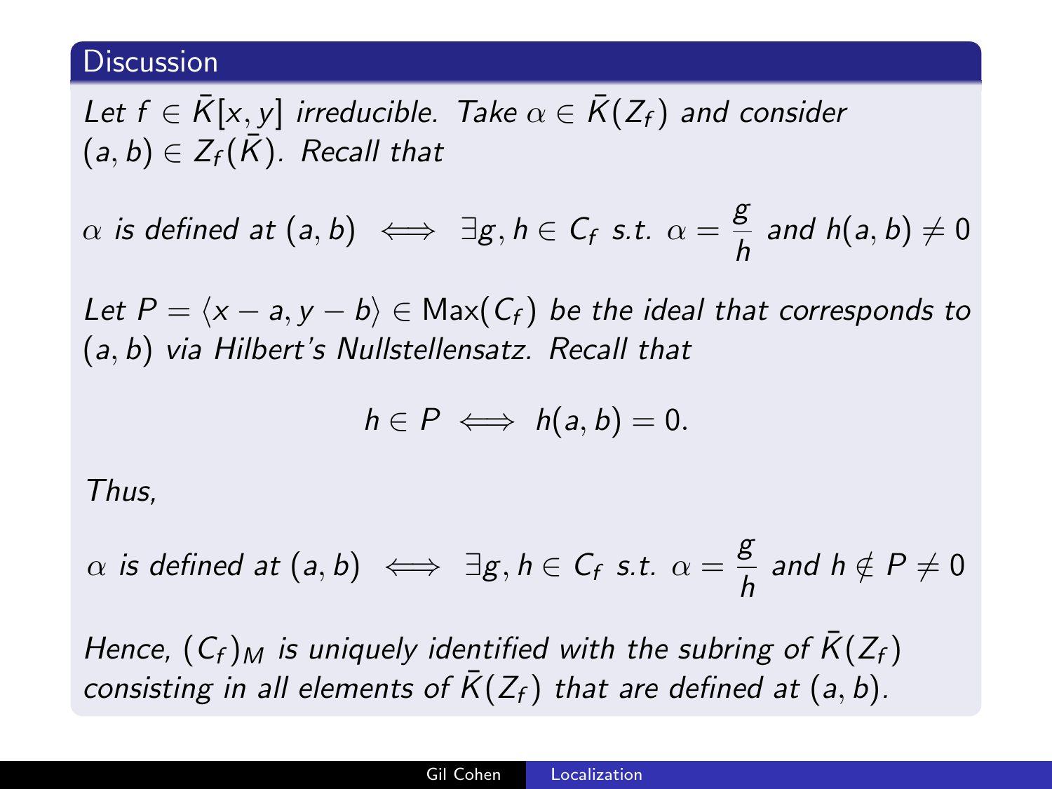## Discussion

*Let $f \in \bar{K}[x, y]$ irreducible. Take $\alpha \in \bar{K}(Z_f)$ and consider $(a, b) \in Z_f(\bar{K})$. Recall that*

$$\alpha \text{ is defined at } (a, b) \iff \exists g, h \in C_f \text{ s.t. } \alpha = \frac{g}{h} \text{ and } h(a, b) \neq 0$$

*Let $P = \langle x - a, y - b \rangle \in \mathrm{Max}(C_f)$ be the ideal that corresponds to $(a, b)$ via Hilbert's Nullstellensatz. Recall that*

$$h \in P \iff h(a, b) = 0.$$

*Thus,*

$$\alpha \text{ is defined at } (a, b) \iff \exists g, h \in C_f \text{ s.t. } \alpha = \frac{g}{h} \text{ and } h \notin P \neq 0$$

*Hence, $(C_f)_M$ is uniquely identified with the subring of $\bar{K}(Z_f)$ consisting in all elements of $\bar{K}(Z_f)$ that are defined at $(a, b)$.*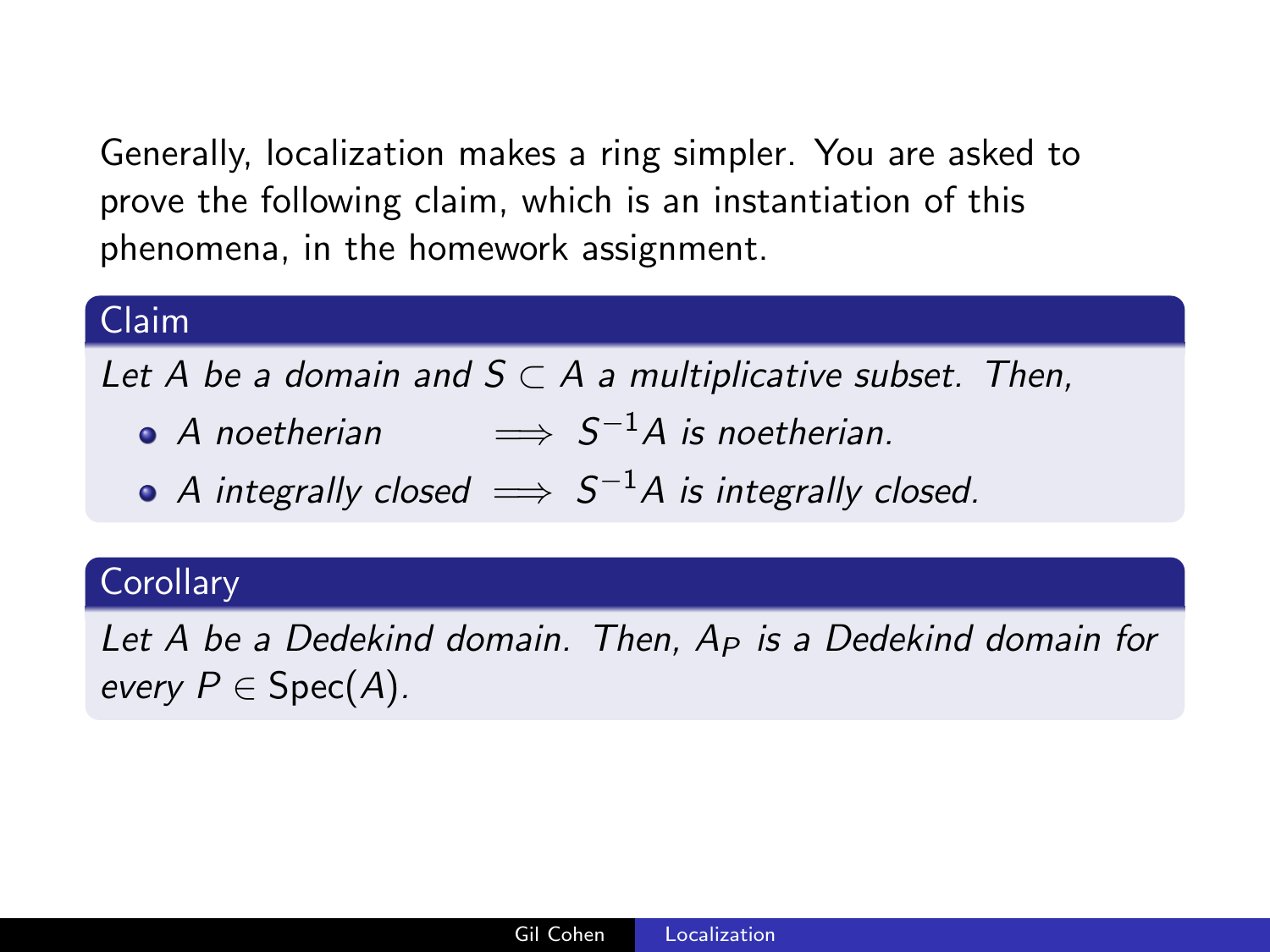Generally, localization makes a ring simpler. You are asked to prove the following claim, which is an instantiation of this phenomena, in the homework assignment.

**Claim**

*Let $A$ be a domain and $S \subset A$ a multiplicative subset. Then,*

- *$A$ noetherian $\implies S^{-1}A$ is noetherian.*
- *$A$ integrally closed $\implies S^{-1}A$ is integrally closed.*

**Corollary**

*Let $A$ be a Dedekind domain. Then, $A_P$ is a Dedekind domain for every $P \in \mathrm{Spec}(A)$.*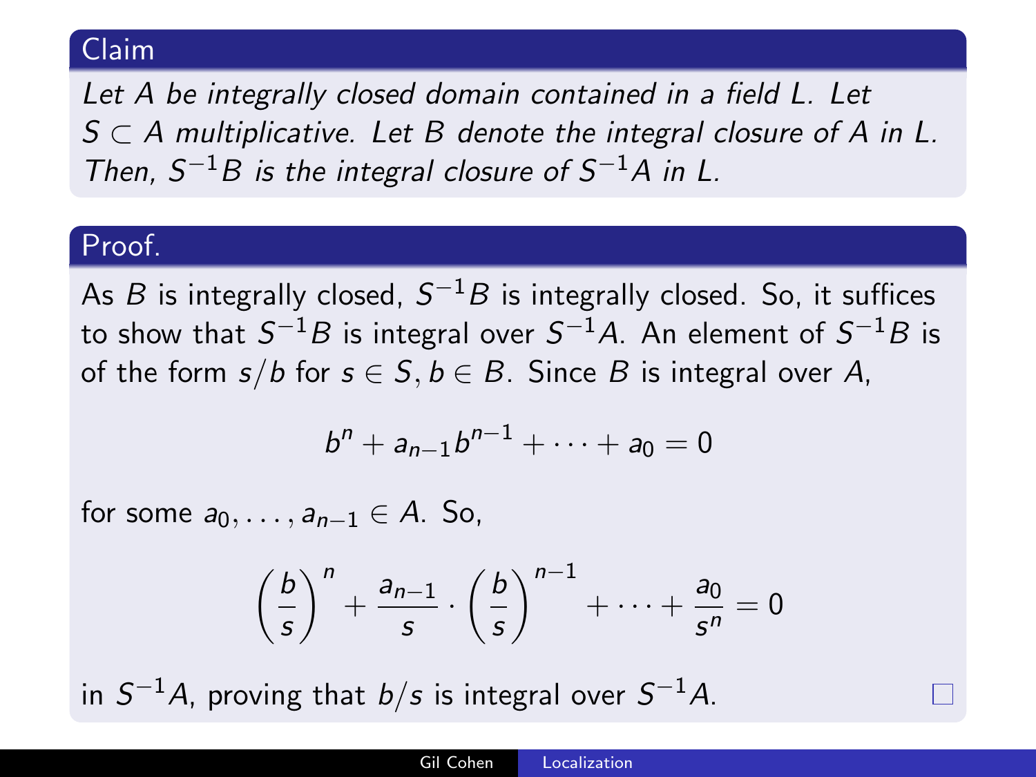## Claim

*Let $A$ be integrally closed domain contained in a field $L$. Let $S \subset A$ multiplicative. Let $B$ denote the integral closure of $A$ in $L$. Then, $S^{-1}B$ is the integral closure of $S^{-1}A$ in $L$.*

## Proof.

As $B$ is integrally closed, $S^{-1}B$ is integrally closed. So, it suffices to show that $S^{-1}B$ is integral over $S^{-1}A$. An element of $S^{-1}B$ is of the form $s/b$ for $s \in S, b \in B$. Since $B$ is integral over $A$,

$$b^n + a_{n-1}b^{n-1} + \cdots + a_0 = 0$$

for some $a_0, \ldots, a_{n-1} \in A$. So,

$$\left(\frac{b}{s}\right)^n + \frac{a_{n-1}}{s} \cdot \left(\frac{b}{s}\right)^{n-1} + \cdots + \frac{a_0}{s^n} = 0$$

in $S^{-1}A$, proving that $b/s$ is integral over $S^{-1}A$. □